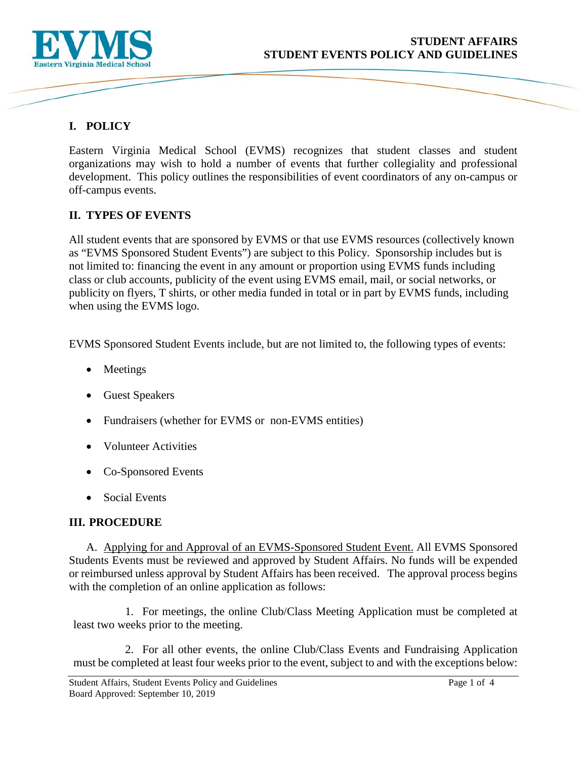# STUDENT AFFAIRS
# STUDENT EVENTS POLICY AND GUIDELINES

## I. POLICY

Eastern Virginia Medical School (EVMS) recognizes that student classes and student organizations may wish to hold a number of events that further collegiality and professional development. This policy outlines the responsibilities of event coordinators of any on-campus or off-campus events.

## II. TYPES OF EVENTS

All student events that are sponsored by EVMS or that use EVMS resources (collectively known as "EVMS Sponsored Student Events") are subject to this Policy. Sponsorship includes but is not limited to: financing the event in any amount or proportion using EVMS funds including class or club accounts, publicity of the event using EVMS email, mail, or social networks, or publicity on flyers, T shirts, or other media funded in total or in part by EVMS funds, including when using the EVMS logo.

EVMS Sponsored Student Events include, but are not limited to, the following types of events:

- Meetings
- Guest Speakers
- Fundraisers (whether for EVMS or non-EVMS entities)
- Volunteer Activities
- Co-Sponsored Events
- Social Events

## III. PROCEDURE

A. Applying for and Approval of an EVMS-Sponsored Student Event. All EVMS Sponsored Students Events must be reviewed and approved by Student Affairs. No funds will be expended or reimbursed unless approval by Student Affairs has been received. The approval process begins with the completion of an online application as follows:

1. For meetings, the online Club/Class Meeting Application must be completed at least two weeks prior to the meeting.

2. For all other events, the online Club/Class Events and Fundraising Application must be completed at least four weeks prior to the event, subject to and with the exceptions below: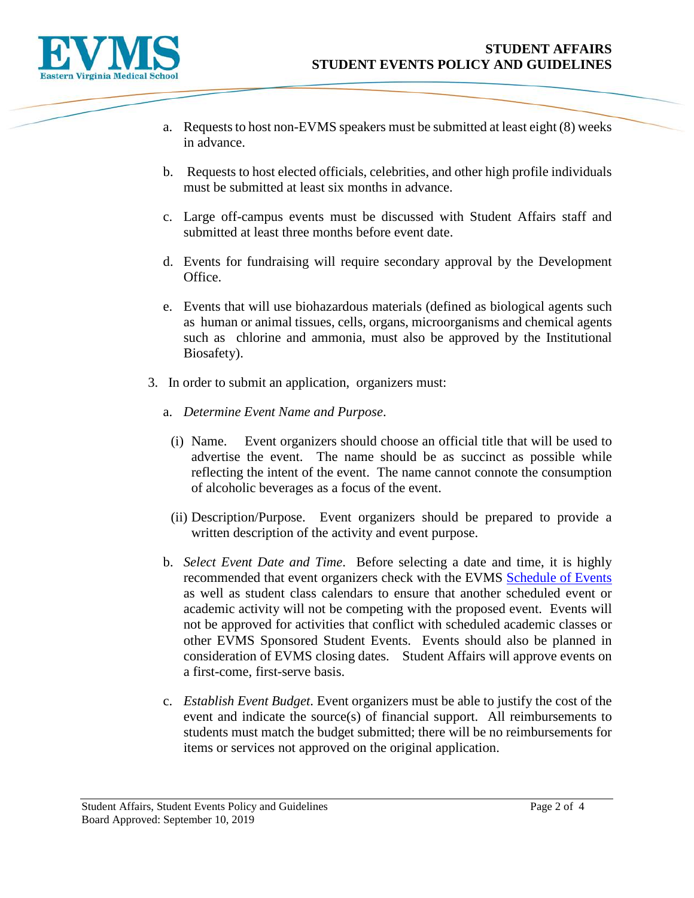a. Requests to host non-EVMS speakers must be submitted at least eight (8) weeks in advance.

b. Requests to host elected officials, celebrities, and other high profile individuals must be submitted at least six months in advance.

c. Large off-campus events must be discussed with Student Affairs staff and submitted at least three months before event date.

d. Events for fundraising will require secondary approval by the Development Office.

e. Events that will use biohazardous materials (defined as biological agents such as human or animal tissues, cells, organs, microorganisms and chemical agents such as chlorine and ammonia, must also be approved by the Institutional Biosafety).

3. In order to submit an application, organizers must:

   a. *Determine Event Name and Purpose*.

      (i) Name. Event organizers should choose an official title that will be used to advertise the event. The name should be as succinct as possible while reflecting the intent of the event. The name cannot connote the consumption of alcoholic beverages as a focus of the event.

      (ii) Description/Purpose. Event organizers should be prepared to provide a written description of the activity and event purpose.

   b. *Select Event Date and Time*. Before selecting a date and time, it is highly recommended that event organizers check with the EVMS Schedule of Events as well as student class calendars to ensure that another scheduled event or academic activity will not be competing with the proposed event. Events will not be approved for activities that conflict with scheduled academic classes or other EVMS Sponsored Student Events. Events should also be planned in consideration of EVMS closing dates. Student Affairs will approve events on a first-come, first-serve basis.

   c. *Establish Event Budget*. Event organizers must be able to justify the cost of the event and indicate the source(s) of financial support. All reimbursements to students must match the budget submitted; there will be no reimbursements for items or services not approved on the original application.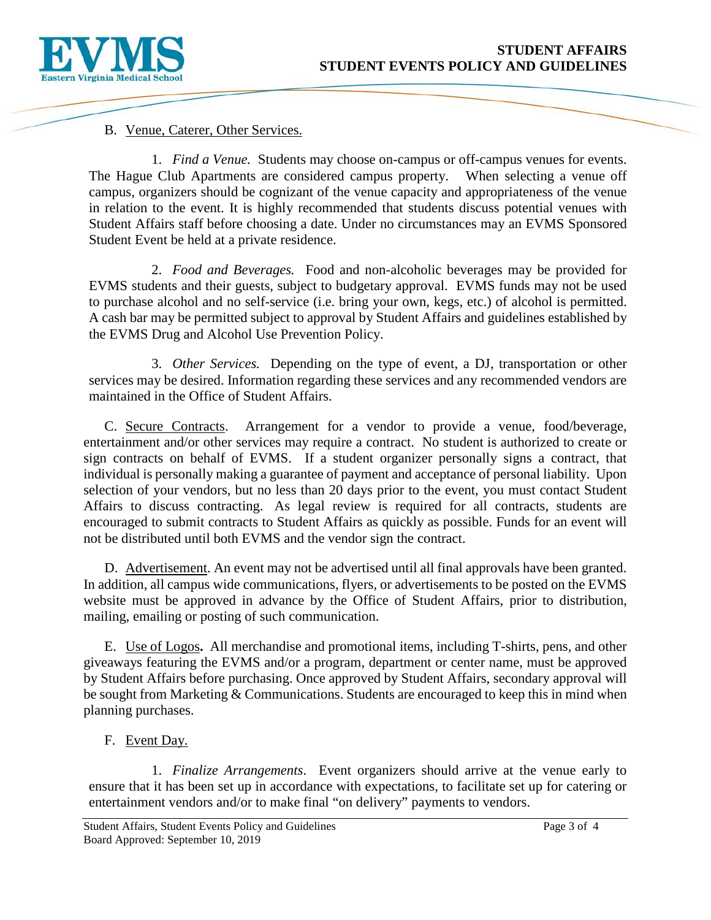B. Venue, Caterer, Other Services.

1. *Find a Venue.* Students may choose on-campus or off-campus venues for events. The Hague Club Apartments are considered campus property. When selecting a venue off campus, organizers should be cognizant of the venue capacity and appropriateness of the venue in relation to the event. It is highly recommended that students discuss potential venues with Student Affairs staff before choosing a date. Under no circumstances may an EVMS Sponsored Student Event be held at a private residence.

2. *Food and Beverages.* Food and non-alcoholic beverages may be provided for EVMS students and their guests, subject to budgetary approval. EVMS funds may not be used to purchase alcohol and no self-service (i.e. bring your own, kegs, etc.) of alcohol is permitted. A cash bar may be permitted subject to approval by Student Affairs and guidelines established by the EVMS Drug and Alcohol Use Prevention Policy.

3. *Other Services.* Depending on the type of event, a DJ, transportation or other services may be desired. Information regarding these services and any recommended vendors are maintained in the Office of Student Affairs.

C. Secure Contracts. Arrangement for a vendor to provide a venue, food/beverage, entertainment and/or other services may require a contract. No student is authorized to create or sign contracts on behalf of EVMS. If a student organizer personally signs a contract, that individual is personally making a guarantee of payment and acceptance of personal liability. Upon selection of your vendors, but no less than 20 days prior to the event, you must contact Student Affairs to discuss contracting. As legal review is required for all contracts, students are encouraged to submit contracts to Student Affairs as quickly as possible. Funds for an event will not be distributed until both EVMS and the vendor sign the contract.

D. Advertisement. An event may not be advertised until all final approvals have been granted. In addition, all campus wide communications, flyers, or advertisements to be posted on the EVMS website must be approved in advance by the Office of Student Affairs, prior to distribution, mailing, emailing or posting of such communication.

E. Use of Logos**.** All merchandise and promotional items, including T-shirts, pens, and other giveaways featuring the EVMS and/or a program, department or center name, must be approved by Student Affairs before purchasing. Once approved by Student Affairs, secondary approval will be sought from Marketing & Communications. Students are encouraged to keep this in mind when planning purchases.

F. Event Day.

1. *Finalize Arrangements*. Event organizers should arrive at the venue early to ensure that it has been set up in accordance with expectations, to facilitate set up for catering or entertainment vendors and/or to make final "on delivery" payments to vendors.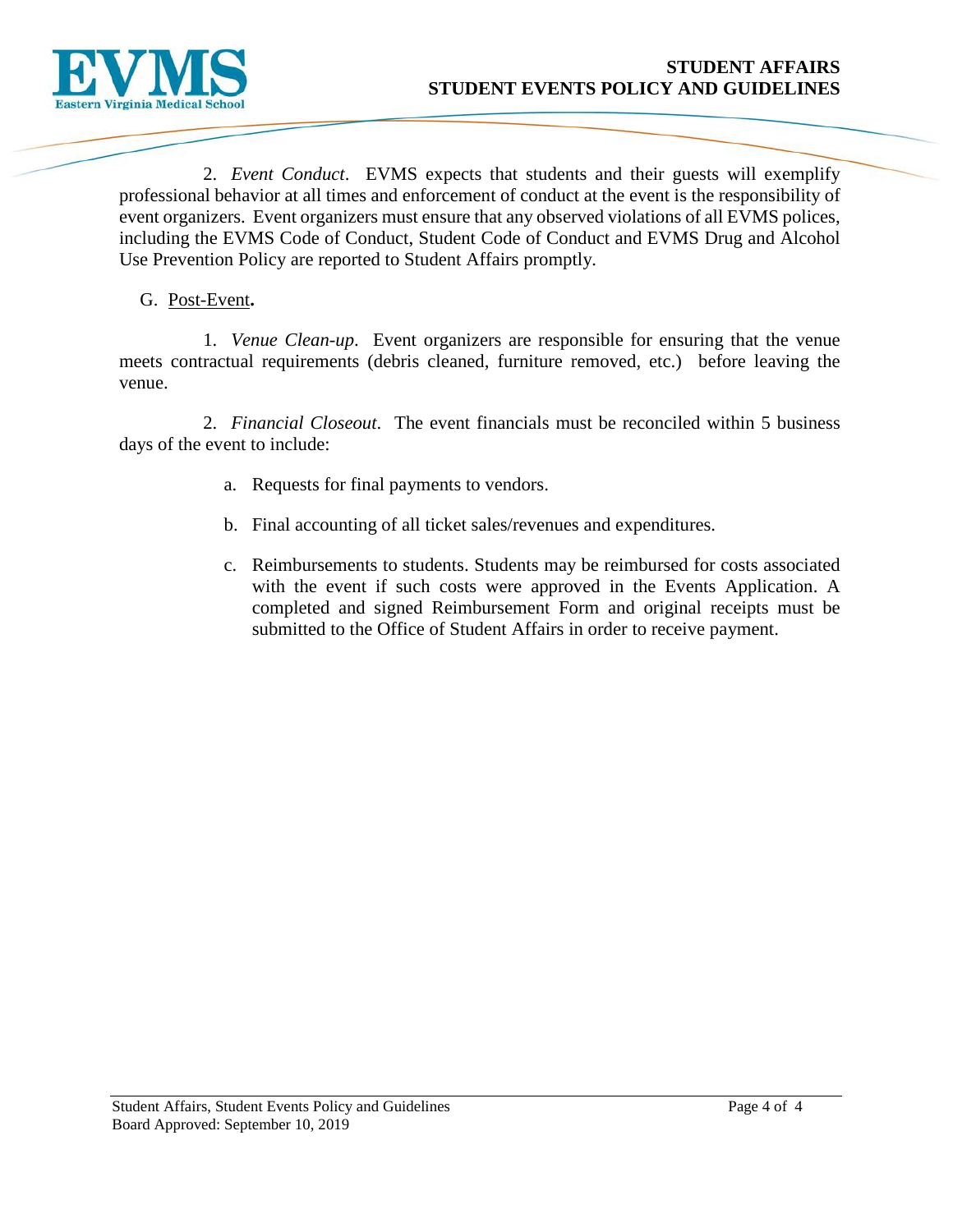2. *Event Conduct*. EVMS expects that students and their guests will exemplify professional behavior at all times and enforcement of conduct at the event is the responsibility of event organizers. Event organizers must ensure that any observed violations of all EVMS polices, including the EVMS Code of Conduct, Student Code of Conduct and EVMS Drug and Alcohol Use Prevention Policy are reported to Student Affairs promptly.

G. Post-Event**.**

1. *Venue Clean-up*. Event organizers are responsible for ensuring that the venue meets contractual requirements (debris cleaned, furniture removed, etc.) before leaving the venue.

2. *Financial Closeout*. The event financials must be reconciled within 5 business days of the event to include:

a. Requests for final payments to vendors.

b. Final accounting of all ticket sales/revenues and expenditures.

c. Reimbursements to students. Students may be reimbursed for costs associated with the event if such costs were approved in the Events Application. A completed and signed Reimbursement Form and original receipts must be submitted to the Office of Student Affairs in order to receive payment.